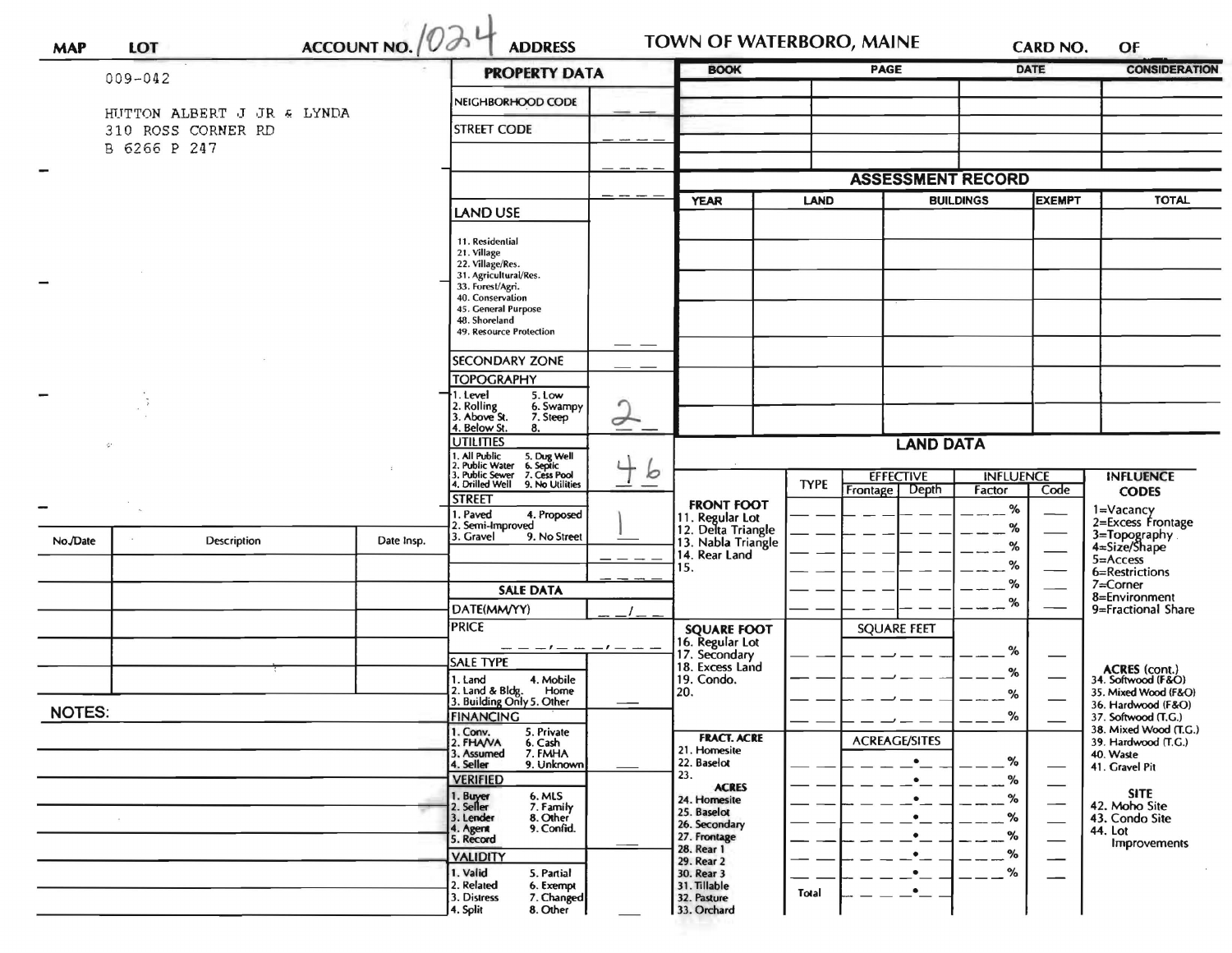MAP | LOT | ACCOUNT NO. 1024 | ADDRESS | TOWN OF WATERBORO, MAINE | CARD NO. | OF

009-042

HUTTON ALBERT J JR & LYNDA
310 ROSS CORNER RD
B 6266 P 247

## PROPERTY DATA

| Field | Value |
|---|---|
| NEIGHBORHOOD CODE | |
| STREET CODE | |
| LAND USE (11. Residential, 21. Village, 22. Village/Res., 31. Agricultural/Res., 33. Forest/Agri., 40. Conservation, 45. General Purpose, 48. Shoreland, 49. Resource Protection) | |
| SECONDARY ZONE | |
| TOPOGRAPHY (1. Level, 2. Rolling, 3. Above St., 4. Below St., 5. Low, 6. Swampy, 7. Steep, 8.) | 2 |
| UTILITIES (1. All Public, 2. Public Water, 3. Public Sewer, 4. Drilled Well, 5. Dug Well, 6. Septic, 7. Cess Pool, 9. No Utilities) | 4 6 |
| STREET (1. Paved, 2. Semi-Improved, 3. Gravel, 4. Proposed, 9. No Street) | 1 |

## SALE DATA

| Field | Value |
|---|---|
| DATE(MM/YY) | |
| PRICE | |
| SALE TYPE (1. Land, 2. Land & Bldg., 3. Building Only, 4. Mobile Home, 5. Other) | |
| FINANCING (1. Conv., 2. FHA/VA, 3. Assumed, 4. Seller, 5. Private, 6. Cash, 7. FMHA, 9. Unknown) | |
| VERIFIED (1. Buyer, 2. Seller, 3. Lender, 4. Agent, 5. Record, 6. MLS, 7. Family, 8. Other, 9. Confid.) | |
| VALIDITY (1. Valid, 2. Related, 3. Distress, 4. Split, 5. Partial, 6. Exempt, 7. Changed, 8. Other) | |

| BOOK | PAGE | DATE | CONSIDERATION |
|---|---|---|---|
| | | | |

## ASSESSMENT RECORD

| YEAR | LAND | BUILDINGS | EXEMPT | TOTAL |
|---|---|---|---|---|
| | | | | |

| No./Date | Description | Date Insp. |
|---|---|---|
| | | |

NOTES:

## LAND DATA

| | TYPE | EFFECTIVE Frontage | EFFECTIVE Depth | INFLUENCE Factor | INFLUENCE Code |
|---|---|---|---|---|---|
| FRONT FOOT: 11. Regular Lot, 12. Delta Triangle, 13. Nabla Triangle, 14. Rear Land, 15. | | | | % | |
| SQUARE FOOT: 16. Regular Lot, 17. Secondary, 18. Excess Land, 19. Condo., 20. | | SQUARE FEET | | % | |
| FRACT. ACRE: 21. Homesite, 22. Baselot, 23. ACRES: 24. Homesite, 25. Baselot, 26. Secondary, 27. Frontage, 28. Rear 1, 29. Rear 2, 30. Rear 3, 31. Tillable, 32. Pasture, 33. Orchard | Total | ACREAGE/SITES | | % | |

INFLUENCE CODES
1=Vacancy
2=Excess Frontage
3=Topography
4=Size/Shape
5=Access
6=Restrictions
7=Corner
8=Environment
9=Fractional Share

ACRES (cont.)
34. Softwood (F&O)
35. Mixed Wood (F&O)
36. Hardwood (F&O)
37. Softwood (T.G.)
38. Mixed Wood (T.G.)
39. Hardwood (T.G.)
40. Waste
41. Gravel Pit

SITE
42. Moho Site
43. Condo Site
44. Lot Improvements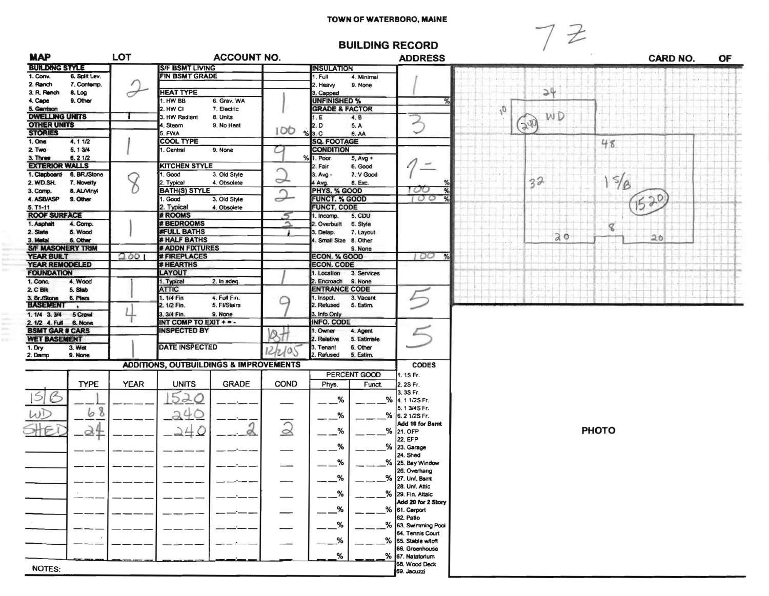# TOWN OF WATERBORO, MAINE

## BUILDING RECORD

7Z

| MAP | LOT | ACCOUNT NO. | ADDRESS | CARD NO. | OF |
|---|---|---|---|---|---|
| | | | | | |

| | | | | | |
|---|---|---|---|---|---|
| **BUILDING STYLE** 1. Conv. 6. Split Lev. 2. Ranch 7. Contemp. 3. R. Ranch 8. Log 4. Cape 9. Other 5. Garrison | 2 | **S/F BSMT LIVING** | | **INSULATION** 1. Full 4. Minimal 2. Heavy 9. None 3. Capped | 1 |
| **DWELLING UNITS** | 1 | **FIN BSMT GRADE** | | | |
| **OTHER UNITS** | | **HEAT TYPE** 1. HW BB 6. Grav. WA 2. HW CI 7. Electric 3. HW Radiant 8. Units 4. Steam 9. No Heat 5. FWA | 1 / 100 % | **UNFINISHED %** | % |
| **STORIES** 1. One 4. 1 1/2 2. Two 5. 1 3/4 3. Three 6. 2 1/2 | 1 | **COOL TYPE** 1. Central 9. None | 9 % | **GRADE & FACTOR** 1. E 4. B 2. D 5. A 3. C 6. AA | 3 |
| **EXTERIOR WALLS** 1. Clapboard 6. BR/Stone 2. WD.SH. 7. Novelty 3. Comp. 8. AL/Vinyl 4. ASB/ASP 9. Other 5. T1-11 | 8 | **KITCHEN STYLE** 1. Good 3. Old Style 2. Typical 4. Obsolete | 2 | **SQ. FOOTAGE** | |
| | | **BATH(S) STYLE** 1. Good 3. Old Style 2. Typical 4. Obsolete | 2 | **CONDITION** 1. Poor 5. Avg + 2. Fair 6. Good 3. Avg - 7. V Good 4. Avg. 8. Exc. | 7 − |
| **ROOF SURFACE** 1. Asphalt 4. Comp. 2. Slate 5. Wood 3. Metal 6. Other | 1 | **# ROOMS** | 5 | **PHYS. % GOOD** | 100 % |
| | | **# BEDROOMS** | 2 | **FUNCT. % GOOD** | 100 % |
| **S/F MASONERY TRIM** | | **#FULL BATHS** | 1 | **FUNCT. CODE** 1. Incomp. 5. CDU 2. Overbuilt 6. Style 3. Delap. 7. Layout 4. Small Size 8. Other 9. None | |
| **YEAR BUILT** | 2001 | **# HALF BATHS** | | | |
| **YEAR REMODELED** | | **# ADDN FIXTURES** | | | |
| | | **# FIREPLACES** | | **ECON. % GOOD** | 100 % |
| | | **# HEARTHS** | | **ECON. CODE** 1. Location 3. Services 2. Encroach 9. None | |
| **FOUNDATION** 1. Conc. 4. Wood 2. C Blk 5. Slab 3. Br./Stone 6. Piers | 1 | **LAYOUT** 1. Typical 2. In adeq. | 1 | | |
| **BASEMENT** 1. 1/4 3. 3/4 5 Crawl 2. 1/2 4. Full 6. None | 4 | **ATTIC** 1. 1/4 Fin 4. Full Fin. 2. 1/2 Fin. 5. Fl/Stairs 3. 3/4 Fin. 9. None | 9 | **ENTRANCE CODE** 1. Inspct. 3. Vacant 2. Refused 5. Estim. 3. Info Only | 5 |
| **BSMT GAR # CARS** | | **INT COMP TO EXIT + = -** | | | |
| **WET BASEMENT** 1. Dry 3. Wet 2. Damp 9. None | 1 | **INSPECTED BY** | BH | **INFO. CODE** 1. Owner 4. Agent 2. Relative 5. Estimate 3. Tenant 6. Other 2. Refused 5. Estim. | 5 |
| | | **DATE INSPECTED** | 12/2/05 | | |

Sketch: 24, 10, WD (240), 48, 32, 1S/B (1520), 8, 20, 20

## ADDITIONS, OUTBUILDINGS & IMPROVEMENTS

| | TYPE | YEAR | UNITS | GRADE | COND | PERCENT GOOD Phys. | PERCENT GOOD Funct. |
|---|---|---|---|---|---|---|---|
| 1S/B | 1 | | 1520 | | | % | % |
| WD | 68 | | 240 | | | % | % |
| SHED | 24 | | 240 | 2 | 2 | % | % |
| | | | | | | % | % |
| | | | | | | % | % |
| | | | | | | % | % |
| | | | | | | % | % |
| | | | | | | % | % |
| | | | | | | % | % |
| | | | | | | % | % |
| | | | | | | % | % |

**CODES**
1. 1S Fr.
2. 2S Fr.
3. 3S Fr.
4. 1 1/2S Fr.
5. 1 3/4S Fr.
6. 2 1/2S Fr.

Add 10 for Bsmt

21. OFP
22. EFP
23. Garage
24. Shed
25. Bay Window
26. Overhang
27. Unf. Bsmt
28. Unf. Attic
29. Fin. Attaic

Add 20 for 2 Story

61. Carport
62. Patio
63. Swimming Pool
64. Tennis Court
65. Stable w/loft
66. Greenhouse
67. Natatorium
68. Wood Deck
69. Jacuzzi

PHOTO

NOTES: